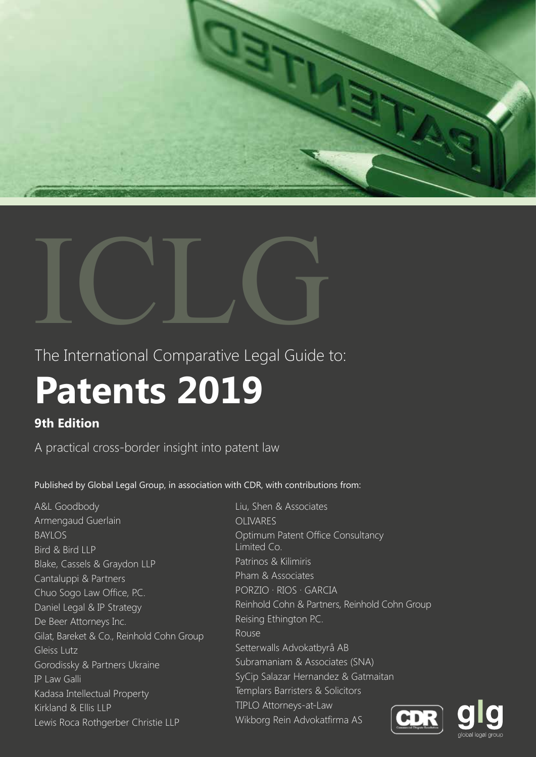# ICLG

The International Comparative Legal Guide to:

# Patents 2019

### 9th Edition

A practical cross-border insight into patent law

Published by Global Legal Group, in association with CDR, with contributions from:

A&L Goodbody
Armengaud Guerlain
BAYLOS
Bird & Bird LLP
Blake, Cassels & Graydon LLP
Cantaluppi & Partners
Chuo Sogo Law Office, P.C.
Daniel Legal & IP Strategy
De Beer Attorneys Inc.
Gilat, Bareket & Co., Reinhold Cohn Group
Gleiss Lutz
Gorodissky & Partners Ukraine
IP Law Galli
Kadasa Intellectual Property
Kirkland & Ellis LLP
Lewis Roca Rothgerber Christie LLP
Liu, Shen & Associates
OLIVARES
Optimum Patent Office Consultancy Limited Co.
Patrinos & Kilimiris
Pham & Associates
PORZIO · RIOS · GARCIA
Reinhold Cohn & Partners, Reinhold Cohn Group
Reising Ethington P.C.
Rouse
Setterwalls Advokatbyrå AB
Subramaniam & Associates (SNA)
SyCip Salazar Hernandez & Gatmaitan
Templars Barristers & Solicitors
TIPLO Attorneys-at-Law
Wikborg Rein Advokatfirma AS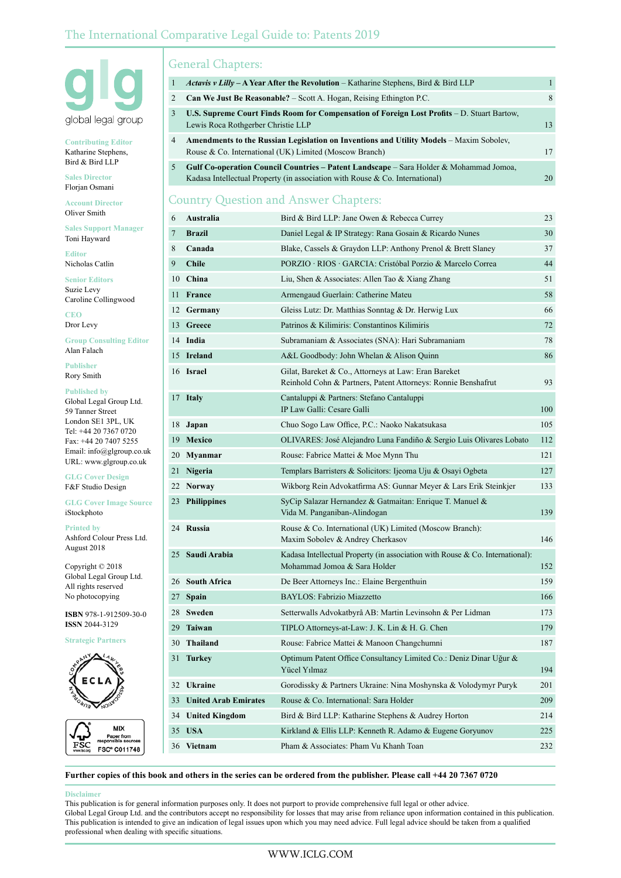# The International Comparative Legal Guide to: Patents 2019

glg
global legal group

**Contributing Editor**
Katharine Stephens, Bird & Bird LLP

**Sales Director**
Florjan Osmani

**Account Director**
Oliver Smith

**Sales Support Manager**
Toni Hayward

**Editor**
Nicholas Catlin

**Senior Editors**
Suzie Levy
Caroline Collingwood

**CEO**
Dror Levy

**Group Consulting Editor**
Alan Falach

**Publisher**
Rory Smith

**Published by**
Global Legal Group Ltd.
59 Tanner Street
London SE1 3PL, UK
Tel: +44 20 7367 0720
Fax: +44 20 7407 5255
Email: info@glgroup.co.uk
URL: www.glgroup.co.uk

**GLG Cover Design**
F&F Studio Design

**GLG Cover Image Source**
iStockphoto

**Printed by**
Ashford Colour Press Ltd.
August 2018

Copyright © 2018
Global Legal Group Ltd.
All rights reserved
No photocopying

**ISBN** 978-1-912509-30-0
**ISSN** 2044-3129

**Strategic Partners**

ECLA – European Company Lawyers Association

FSC MIX Paper from responsible sources FSC® C011748

## General Chapters:

| | | |
|---|---|---|
| 1 | ***Actavis v Lilly* – A Year After the Revolution** – Katharine Stephens, Bird & Bird LLP | 1 |
| 2 | **Can We Just Be Reasonable?** – Scott A. Hogan, Reising Ethington P.C. | 8 |
| 3 | **U.S. Supreme Court Finds Room for Compensation of Foreign Lost Profits** – D. Stuart Bartow, Lewis Roca Rothgerber Christie LLP | 13 |
| 4 | **Amendments to the Russian Legislation on Inventions and Utility Models** – Maxim Sobolev, Rouse & Co. International (UK) Limited (Moscow Branch) | 17 |
| 5 | **Gulf Co-operation Council Countries – Patent Landscape** – Sara Holder & Mohammad Jomoa, Kadasa Intellectual Property (in association with Rouse & Co. International) | 20 |

## Country Question and Answer Chapters:

| | | | |
|---|---|---|---|
| 6 | **Australia** | Bird & Bird LLP: Jane Owen & Rebecca Currey | 23 |
| 7 | **Brazil** | Daniel Legal & IP Strategy: Rana Gosain & Ricardo Nunes | 30 |
| 8 | **Canada** | Blake, Cassels & Graydon LLP: Anthony Prenol & Brett Slaney | 37 |
| 9 | **Chile** | PORZIO · RIOS · GARCIA: Cristóbal Porzio & Marcelo Correa | 44 |
| 10 | **China** | Liu, Shen & Associates: Allen Tao & Xiang Zhang | 51 |
| 11 | **France** | Armengaud Guerlain: Catherine Mateu | 58 |
| 12 | **Germany** | Gleiss Lutz: Dr. Matthias Sonntag & Dr. Herwig Lux | 66 |
| 13 | **Greece** | Patrinos & Kilimiris: Constantinos Kilimiris | 72 |
| 14 | **India** | Subramaniam & Associates (SNA): Hari Subramaniam | 78 |
| 15 | **Ireland** | A&L Goodbody: John Whelan & Alison Quinn | 86 |
| 16 | **Israel** | Gilat, Bareket & Co., Attorneys at Law: Eran Bareket; Reinhold Cohn & Partners, Patent Attorneys: Ronnie Benshafrut | 93 |
| 17 | **Italy** | Cantaluppi & Partners: Stefano Cantaluppi; IP Law Galli: Cesare Galli | 100 |
| 18 | **Japan** | Chuo Sogo Law Office, P.C.: Naoko Nakatsukasa | 105 |
| 19 | **Mexico** | OLIVARES: José Alejandro Luna Fandiño & Sergio Luis Olivares Lobato | 112 |
| 20 | **Myanmar** | Rouse: Fabrice Mattei & Moe Mynn Thu | 121 |
| 21 | **Nigeria** | Templars Barristers & Solicitors: Ijeoma Uju & Osayi Ogbeta | 127 |
| 22 | **Norway** | Wikborg Rein Advokatfirma AS: Gunnar Meyer & Lars Erik Steinkjer | 133 |
| 23 | **Philippines** | SyCip Salazar Hernandez & Gatmaitan: Enrique T. Manuel & Vida M. Panganiban-Alindogan | 139 |
| 24 | **Russia** | Rouse & Co. International (UK) Limited (Moscow Branch): Maxim Sobolev & Andrey Cherkasov | 146 |
| 25 | **Saudi Arabia** | Kadasa Intellectual Property (in association with Rouse & Co. International): Mohammad Jomoa & Sara Holder | 152 |
| 26 | **South Africa** | De Beer Attorneys Inc.: Elaine Bergenthuin | 159 |
| 27 | **Spain** | BAYLOS: Fabrizio Miazzetto | 166 |
| 28 | **Sweden** | Setterwalls Advokatbyrå AB: Martin Levinsohn & Per Lidman | 173 |
| 29 | **Taiwan** | TIPLO Attorneys-at-Law: J. K. Lin & H. G. Chen | 179 |
| 30 | **Thailand** | Rouse: Fabrice Mattei & Manoon Changchumni | 187 |
| 31 | **Turkey** | Optimum Patent Office Consultancy Limited Co.: Deniz Dinar Uğur & Yücel Yılmaz | 194 |
| 32 | **Ukraine** | Gorodissky & Partners Ukraine: Nina Moshynska & Volodymyr Puryk | 201 |
| 33 | **United Arab Emirates** | Rouse & Co. International: Sara Holder | 209 |
| 34 | **United Kingdom** | Bird & Bird LLP: Katharine Stephens & Audrey Horton | 214 |
| 35 | **USA** | Kirkland & Ellis LLP: Kenneth R. Adamo & Eugene Goryunov | 225 |
| 36 | **Vietnam** | Pham & Associates: Pham Vu Khanh Toan | 232 |

**Further copies of this book and others in the series can be ordered from the publisher. Please call +44 20 7367 0720**

**Disclaimer**
This publication is for general information purposes only. It does not purport to provide comprehensive full legal or other advice.
Global Legal Group Ltd. and the contributors accept no responsibility for losses that may arise from reliance upon information contained in this publication.
This publication is intended to give an indication of legal issues upon which you may need advice. Full legal advice should be taken from a qualified professional when dealing with specific situations.

WWW.ICLG.COM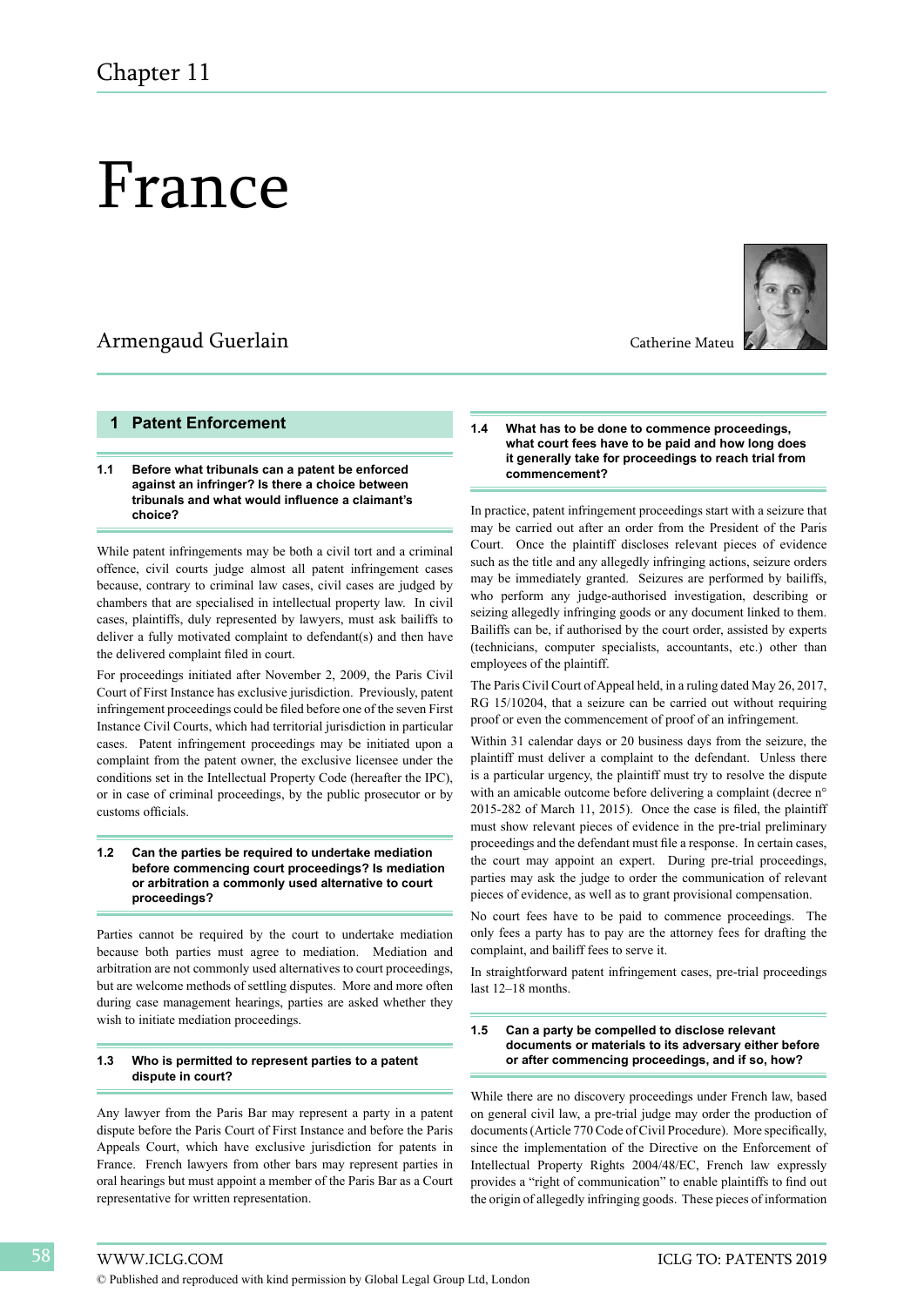# Chapter 11

# France

Armengaud Guerlain

Catherine Mateu

## 1 Patent Enforcement

### 1.1 Before what tribunals can a patent be enforced against an infringer? Is there a choice between tribunals and what would influence a claimant's choice?

While patent infringements may be both a civil tort and a criminal offence, civil courts judge almost all patent infringement cases because, contrary to criminal law cases, civil cases are judged by chambers that are specialised in intellectual property law. In civil cases, plaintiffs, duly represented by lawyers, must ask bailiffs to deliver a fully motivated complaint to defendant(s) and then have the delivered complaint filed in court.

For proceedings initiated after November 2, 2009, the Paris Civil Court of First Instance has exclusive jurisdiction. Previously, patent infringement proceedings could be filed before one of the seven First Instance Civil Courts, which had territorial jurisdiction in particular cases. Patent infringement proceedings may be initiated upon a complaint from the patent owner, the exclusive licensee under the conditions set in the Intellectual Property Code (hereafter the IPC), or in case of criminal proceedings, by the public prosecutor or by customs officials.

### 1.2 Can the parties be required to undertake mediation before commencing court proceedings? Is mediation or arbitration a commonly used alternative to court proceedings?

Parties cannot be required by the court to undertake mediation because both parties must agree to mediation. Mediation and arbitration are not commonly used alternatives to court proceedings, but are welcome methods of settling disputes. More and more often during case management hearings, parties are asked whether they wish to initiate mediation proceedings.

### 1.3 Who is permitted to represent parties to a patent dispute in court?

Any lawyer from the Paris Bar may represent a party in a patent dispute before the Paris Court of First Instance and before the Paris Appeals Court, which have exclusive jurisdiction for patents in France. French lawyers from other bars may represent parties in oral hearings but must appoint a member of the Paris Bar as a Court representative for written representation.

### 1.4 What has to be done to commence proceedings, what court fees have to be paid and how long does it generally take for proceedings to reach trial from commencement?

In practice, patent infringement proceedings start with a seizure that may be carried out after an order from the President of the Paris Court. Once the plaintiff discloses relevant pieces of evidence such as the title and any allegedly infringing actions, seizure orders may be immediately granted. Seizures are performed by bailiffs, who perform any judge-authorised investigation, describing or seizing allegedly infringing goods or any document linked to them. Bailiffs can be, if authorised by the court order, assisted by experts (technicians, computer specialists, accountants, etc.) other than employees of the plaintiff.

The Paris Civil Court of Appeal held, in a ruling dated May 26, 2017, RG 15/10204, that a seizure can be carried out without requiring proof or even the commencement of proof of an infringement.

Within 31 calendar days or 20 business days from the seizure, the plaintiff must deliver a complaint to the defendant. Unless there is a particular urgency, the plaintiff must try to resolve the dispute with an amicable outcome before delivering a complaint (decree n° 2015-282 of March 11, 2015). Once the case is filed, the plaintiff must show relevant pieces of evidence in the pre-trial preliminary proceedings and the defendant must file a response. In certain cases, the court may appoint an expert. During pre-trial proceedings, parties may ask the judge to order the communication of relevant pieces of evidence, as well as to grant provisional compensation.

No court fees have to be paid to commence proceedings. The only fees a party has to pay are the attorney fees for drafting the complaint, and bailiff fees to serve it.

In straightforward patent infringement cases, pre-trial proceedings last 12–18 months.

### 1.5 Can a party be compelled to disclose relevant documents or materials to its adversary either before or after commencing proceedings, and if so, how?

While there are no discovery proceedings under French law, based on general civil law, a pre-trial judge may order the production of documents (Article 770 Code of Civil Procedure). More specifically, since the implementation of the Directive on the Enforcement of Intellectual Property Rights 2004/48/EC, French law expressly provides a "right of communication" to enable plaintiffs to find out the origin of allegedly infringing goods. These pieces of information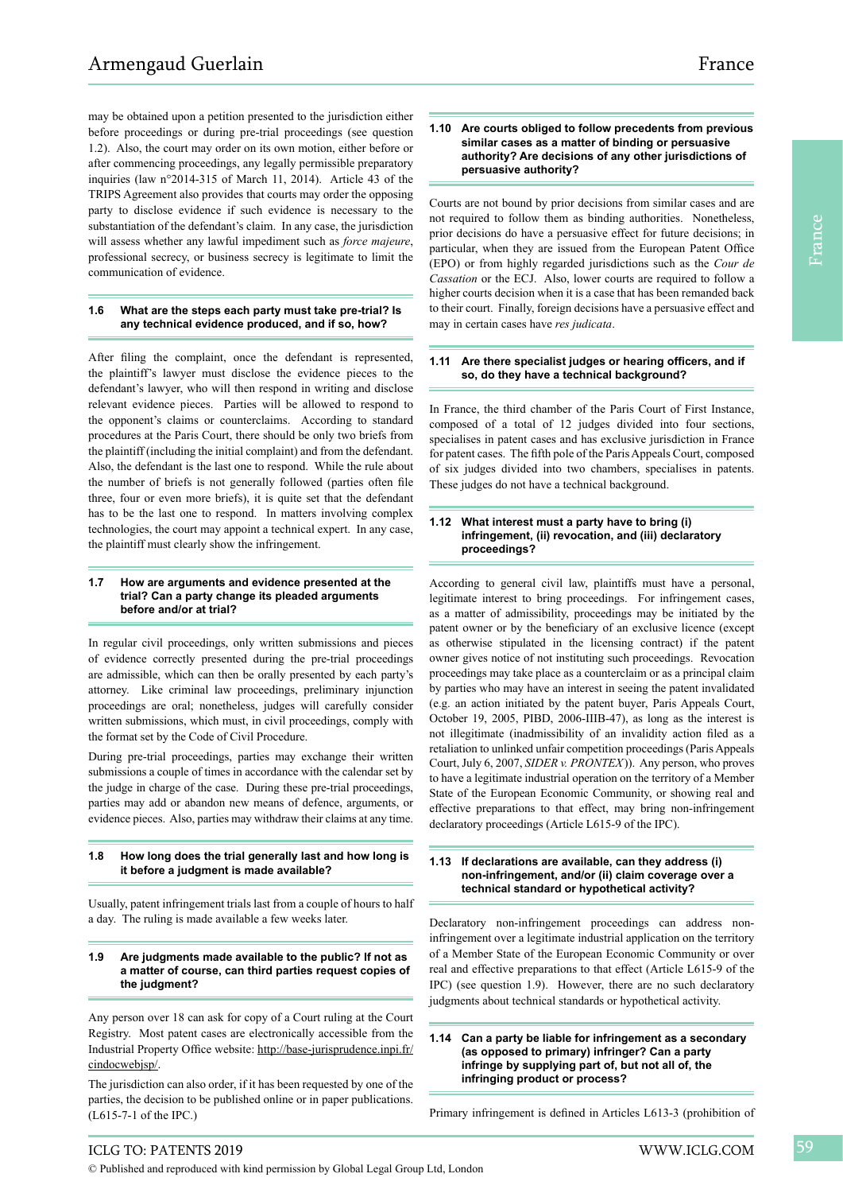may be obtained upon a petition presented to the jurisdiction either before proceedings or during pre-trial proceedings (see question 1.2). Also, the court may order on its own motion, either before or after commencing proceedings, any legally permissible preparatory inquiries (law n°2014-315 of March 11, 2014). Article 43 of the TRIPS Agreement also provides that courts may order the opposing party to disclose evidence if such evidence is necessary to the substantiation of the defendant's claim. In any case, the jurisdiction will assess whether any lawful impediment such as *force majeure*, professional secrecy, or business secrecy is legitimate to limit the communication of evidence.

### 1.6 What are the steps each party must take pre-trial? Is any technical evidence produced, and if so, how?

After filing the complaint, once the defendant is represented, the plaintiff's lawyer must disclose the evidence pieces to the defendant's lawyer, who will then respond in writing and disclose relevant evidence pieces. Parties will be allowed to respond to the opponent's claims or counterclaims. According to standard procedures at the Paris Court, there should be only two briefs from the plaintiff (including the initial complaint) and from the defendant. Also, the defendant is the last one to respond. While the rule about the number of briefs is not generally followed (parties often file three, four or even more briefs), it is quite set that the defendant has to be the last one to respond. In matters involving complex technologies, the court may appoint a technical expert. In any case, the plaintiff must clearly show the infringement.

### 1.7 How are arguments and evidence presented at the trial? Can a party change its pleaded arguments before and/or at trial?

In regular civil proceedings, only written submissions and pieces of evidence correctly presented during the pre-trial proceedings are admissible, which can then be orally presented by each party's attorney. Like criminal law proceedings, preliminary injunction proceedings are oral; nonetheless, judges will carefully consider written submissions, which must, in civil proceedings, comply with the format set by the Code of Civil Procedure.

During pre-trial proceedings, parties may exchange their written submissions a couple of times in accordance with the calendar set by the judge in charge of the case. During these pre-trial proceedings, parties may add or abandon new means of defence, arguments, or evidence pieces. Also, parties may withdraw their claims at any time.

### 1.8 How long does the trial generally last and how long is it before a judgment is made available?

Usually, patent infringement trials last from a couple of hours to half a day. The ruling is made available a few weeks later.

### 1.9 Are judgments made available to the public? If not as a matter of course, can third parties request copies of the judgment?

Any person over 18 can ask for copy of a Court ruling at the Court Registry. Most patent cases are electronically accessible from the Industrial Property Office website: http://base-jurisprudence.inpi.fr/cindocwebjsp/.

The jurisdiction can also order, if it has been requested by one of the parties, the decision to be published online or in paper publications. (L615-7-1 of the IPC.)

### 1.10 Are courts obliged to follow precedents from previous similar cases as a matter of binding or persuasive authority? Are decisions of any other jurisdictions of persuasive authority?

Courts are not bound by prior decisions from similar cases and are not required to follow them as binding authorities. Nonetheless, prior decisions do have a persuasive effect for future decisions; in particular, when they are issued from the European Patent Office (EPO) or from highly regarded jurisdictions such as the *Cour de Cassation* or the ECJ. Also, lower courts are required to follow a higher courts decision when it is a case that has been remanded back to their court. Finally, foreign decisions have a persuasive effect and may in certain cases have *res judicata*.

### 1.11 Are there specialist judges or hearing officers, and if so, do they have a technical background?

In France, the third chamber of the Paris Court of First Instance, composed of a total of 12 judges divided into four sections, specialises in patent cases and has exclusive jurisdiction in France for patent cases. The fifth pole of the Paris Appeals Court, composed of six judges divided into two chambers, specialises in patents. These judges do not have a technical background.

### 1.12 What interest must a party have to bring (i) infringement, (ii) revocation, and (iii) declaratory proceedings?

According to general civil law, plaintiffs must have a personal, legitimate interest to bring proceedings. For infringement cases, as a matter of admissibility, proceedings may be initiated by the patent owner or by the beneficiary of an exclusive licence (except as otherwise stipulated in the licensing contract) if the patent owner gives notice of not instituting such proceedings. Revocation proceedings may take place as a counterclaim or as a principal claim by parties who may have an interest in seeing the patent invalidated (e.g. an action initiated by the patent buyer, Paris Appeals Court, October 19, 2005, PIBD, 2006-IIIB-47), as long as the interest is not illegitimate (inadmissibility of an invalidity action filed as a retaliation to unlinked unfair competition proceedings (Paris Appeals Court, July 6, 2007, *SIDER v. PRONTEX*)). Any person, who proves to have a legitimate industrial operation on the territory of a Member State of the European Economic Community, or showing real and effective preparations to that effect, may bring non-infringement declaratory proceedings (Article L615-9 of the IPC).

### 1.13 If declarations are available, can they address (i) non-infringement, and/or (ii) claim coverage over a technical standard or hypothetical activity?

Declaratory non-infringement proceedings can address non-infringement over a legitimate industrial application on the territory of a Member State of the European Economic Community or over real and effective preparations to that effect (Article L615-9 of the IPC) (see question 1.9). However, there are no such declaratory judgments about technical standards or hypothetical activity.

### 1.14 Can a party be liable for infringement as a secondary (as opposed to primary) infringer? Can a party infringe by supplying part of, but not all of, the infringing product or process?

Primary infringement is defined in Articles L613-3 (prohibition of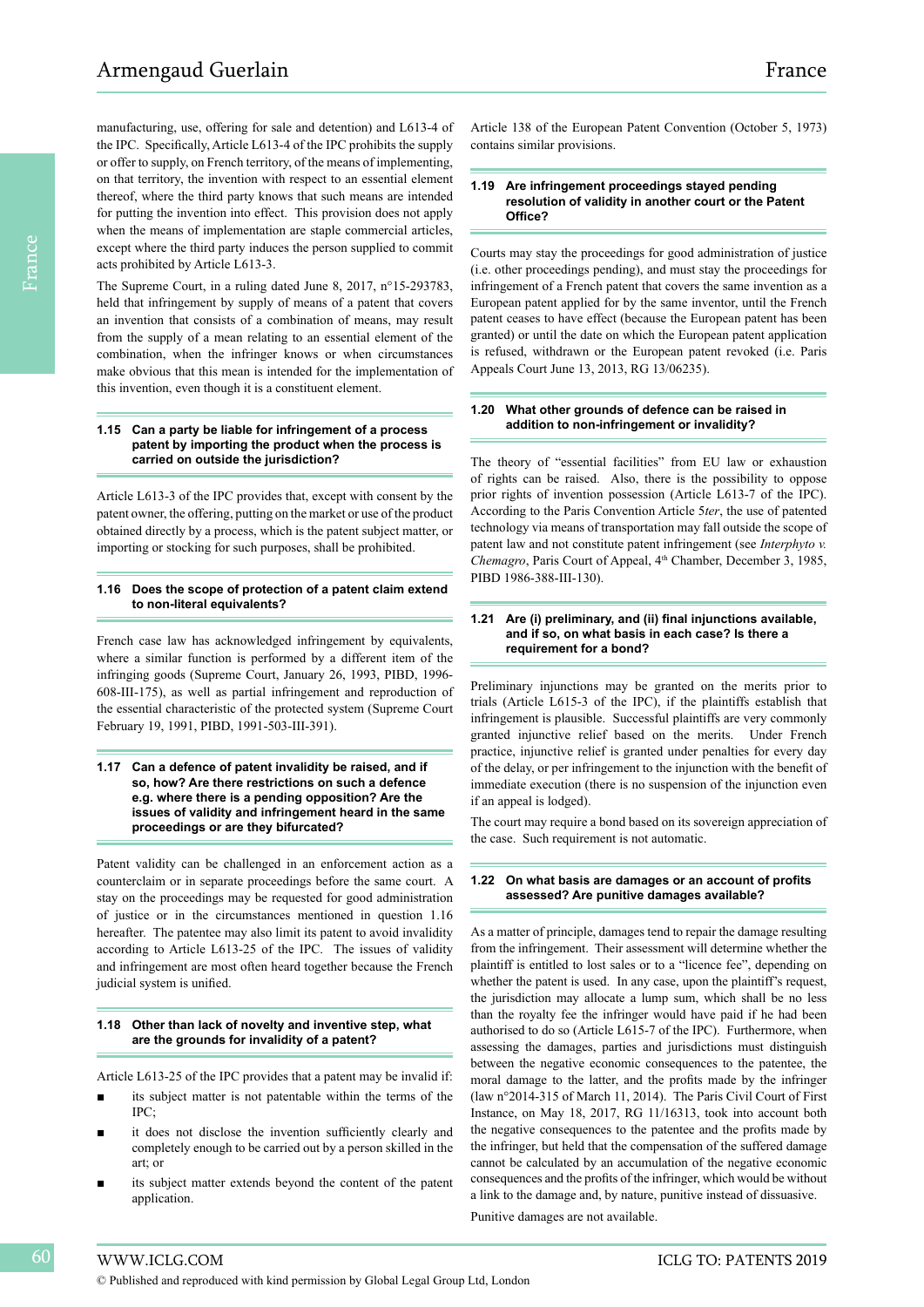manufacturing, use, offering for sale and detention) and L613-4 of the IPC. Specifically, Article L613-4 of the IPC prohibits the supply or offer to supply, on French territory, of the means of implementing, on that territory, the invention with respect to an essential element thereof, where the third party knows that such means are intended for putting the invention into effect. This provision does not apply when the means of implementation are staple commercial articles, except where the third party induces the person supplied to commit acts prohibited by Article L613-3.

The Supreme Court, in a ruling dated June 8, 2017, n°15-293783, held that infringement by supply of means of a patent that covers an invention that consists of a combination of means, may result from the supply of a mean relating to an essential element of the combination, when the infringer knows or when circumstances make obvious that this mean is intended for the implementation of this invention, even though it is a constituent element.

### 1.15 Can a party be liable for infringement of a process patent by importing the product when the process is carried on outside the jurisdiction?

Article L613-3 of the IPC provides that, except with consent by the patent owner, the offering, putting on the market or use of the product obtained directly by a process, which is the patent subject matter, or importing or stocking for such purposes, shall be prohibited.

### 1.16 Does the scope of protection of a patent claim extend to non-literal equivalents?

French case law has acknowledged infringement by equivalents, where a similar function is performed by a different item of the infringing goods (Supreme Court, January 26, 1993, PIBD, 1996-608-III-175), as well as partial infringement and reproduction of the essential characteristic of the protected system (Supreme Court February 19, 1991, PIBD, 1991-503-III-391).

### 1.17 Can a defence of patent invalidity be raised, and if so, how? Are there restrictions on such a defence e.g. where there is a pending opposition? Are the issues of validity and infringement heard in the same proceedings or are they bifurcated?

Patent validity can be challenged in an enforcement action as a counterclaim or in separate proceedings before the same court. A stay on the proceedings may be requested for good administration of justice or in the circumstances mentioned in question 1.16 hereafter. The patentee may also limit its patent to avoid invalidity according to Article L613-25 of the IPC. The issues of validity and infringement are most often heard together because the French judicial system is unified.

### 1.18 Other than lack of novelty and inventive step, what are the grounds for invalidity of a patent?

Article L613-25 of the IPC provides that a patent may be invalid if:

- its subject matter is not patentable within the terms of the IPC;
- it does not disclose the invention sufficiently clearly and completely enough to be carried out by a person skilled in the art; or
- its subject matter extends beyond the content of the patent application.

Article 138 of the European Patent Convention (October 5, 1973) contains similar provisions.

### 1.19 Are infringement proceedings stayed pending resolution of validity in another court or the Patent Office?

Courts may stay the proceedings for good administration of justice (i.e. other proceedings pending), and must stay the proceedings for infringement of a French patent that covers the same invention as a European patent applied for by the same inventor, until the French patent ceases to have effect (because the European patent has been granted) or until the date on which the European patent application is refused, withdrawn or the European patent revoked (i.e. Paris Appeals Court June 13, 2013, RG 13/06235).

### 1.20 What other grounds of defence can be raised in addition to non-infringement or invalidity?

The theory of "essential facilities" from EU law or exhaustion of rights can be raised. Also, there is the possibility to oppose prior rights of invention possession (Article L613-7 of the IPC). According to the Paris Convention Article 5*ter*, the use of patented technology via means of transportation may fall outside the scope of patent law and not constitute patent infringement (see *Interphyto v. Chemagro*, Paris Court of Appeal, 4th Chamber, December 3, 1985, PIBD 1986-388-III-130).

### 1.21 Are (i) preliminary, and (ii) final injunctions available, and if so, on what basis in each case? Is there a requirement for a bond?

Preliminary injunctions may be granted on the merits prior to trials (Article L615-3 of the IPC), if the plaintiffs establish that infringement is plausible. Successful plaintiffs are very commonly granted injunctive relief based on the merits. Under French practice, injunctive relief is granted under penalties for every day of the delay, or per infringement to the injunction with the benefit of immediate execution (there is no suspension of the injunction even if an appeal is lodged).

The court may require a bond based on its sovereign appreciation of the case. Such requirement is not automatic.

### 1.22 On what basis are damages or an account of profits assessed? Are punitive damages available?

As a matter of principle, damages tend to repair the damage resulting from the infringement. Their assessment will determine whether the plaintiff is entitled to lost sales or to a "licence fee", depending on whether the patent is used. In any case, upon the plaintiff's request, the jurisdiction may allocate a lump sum, which shall be no less than the royalty fee the infringer would have paid if he had been authorised to do so (Article L615-7 of the IPC). Furthermore, when assessing the damages, parties and jurisdictions must distinguish between the negative economic consequences to the patentee, the moral damage to the latter, and the profits made by the infringer (law n°2014-315 of March 11, 2014). The Paris Civil Court of First Instance, on May 18, 2017, RG 11/16313, took into account both the negative consequences to the patentee and the profits made by the infringer, but held that the compensation of the suffered damage cannot be calculated by an accumulation of the negative economic consequences and the profits of the infringer, which would be without a link to the damage and, by nature, punitive instead of dissuasive.

Punitive damages are not available.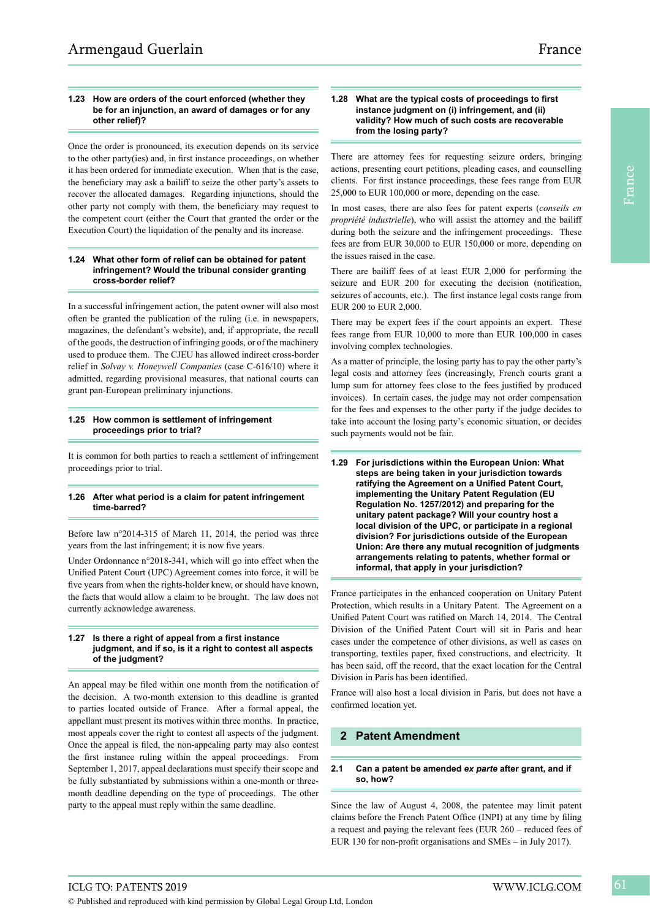### 1.23 How are orders of the court enforced (whether they be for an injunction, an award of damages or for any other relief)?

Once the order is pronounced, its execution depends on its service to the other party(ies) and, in first instance proceedings, on whether it has been ordered for immediate execution. When that is the case, the beneficiary may ask a bailiff to seize the other party's assets to recover the allocated damages. Regarding injunctions, should the other party not comply with them, the beneficiary may request to the competent court (either the Court that granted the order or the Execution Court) the liquidation of the penalty and its increase.

### 1.24 What other form of relief can be obtained for patent infringement? Would the tribunal consider granting cross-border relief?

In a successful infringement action, the patent owner will also most often be granted the publication of the ruling (i.e. in newspapers, magazines, the defendant's website), and, if appropriate, the recall of the goods, the destruction of infringing goods, or of the machinery used to produce them. The CJEU has allowed indirect cross-border relief in *Solvay v. Honeywell Companies* (case C-616/10) where it admitted, regarding provisional measures, that national courts can grant pan-European preliminary injunctions.

### 1.25 How common is settlement of infringement proceedings prior to trial?

It is common for both parties to reach a settlement of infringement proceedings prior to trial.

### 1.26 After what period is a claim for patent infringement time-barred?

Before law n°2014-315 of March 11, 2014, the period was three years from the last infringement; it is now five years.

Under Ordonnance n°2018-341, which will go into effect when the Unified Patent Court (UPC) Agreement comes into force, it will be five years from when the rights-holder knew, or should have known, the facts that would allow a claim to be brought. The law does not currently acknowledge awareness.

### 1.27 Is there a right of appeal from a first instance judgment, and if so, is it a right to contest all aspects of the judgment?

An appeal may be filed within one month from the notification of the decision. A two-month extension to this deadline is granted to parties located outside of France. After a formal appeal, the appellant must present its motives within three months. In practice, most appeals cover the right to contest all aspects of the judgment. Once the appeal is filed, the non-appealing party may also contest the first instance ruling within the appeal proceedings. From September 1, 2017, appeal declarations must specify their scope and be fully substantiated by submissions within a one-month or three-month deadline depending on the type of proceedings. The other party to the appeal must reply within the same deadline.

### 1.28 What are the typical costs of proceedings to first instance judgment on (i) infringement, and (ii) validity? How much of such costs are recoverable from the losing party?

There are attorney fees for requesting seizure orders, bringing actions, presenting court petitions, pleading cases, and counselling clients. For first instance proceedings, these fees range from EUR 25,000 to EUR 100,000 or more, depending on the case.

In most cases, there are also fees for patent experts (*conseils en propriété industrielle*), who will assist the attorney and the bailiff during both the seizure and the infringement proceedings. These fees are from EUR 30,000 to EUR 150,000 or more, depending on the issues raised in the case.

There are bailiff fees of at least EUR 2,000 for performing the seizure and EUR 200 for executing the decision (notification, seizures of accounts, etc.). The first instance legal costs range from EUR 200 to EUR 2,000.

There may be expert fees if the court appoints an expert. These fees range from EUR 10,000 to more than EUR 100,000 in cases involving complex technologies.

As a matter of principle, the losing party has to pay the other party's legal costs and attorney fees (increasingly, French courts grant a lump sum for attorney fees close to the fees justified by produced invoices). In certain cases, the judge may not order compensation for the fees and expenses to the other party if the judge decides to take into account the losing party's economic situation, or decides such payments would not be fair.

### 1.29 For jurisdictions within the European Union: What steps are being taken in your jurisdiction towards ratifying the Agreement on a Unified Patent Court, implementing the Unitary Patent Regulation (EU Regulation No. 1257/2012) and preparing for the unitary patent package? Will your country host a local division of the UPC, or participate in a regional division? For jurisdictions outside of the European Union: Are there any mutual recognition of judgments arrangements relating to patents, whether formal or informal, that apply in your jurisdiction?

France participates in the enhanced cooperation on Unitary Patent Protection, which results in a Unitary Patent. The Agreement on a Unified Patent Court was ratified on March 14, 2014. The Central Division of the Unified Patent Court will sit in Paris and hear cases under the competence of other divisions, as well as cases on transporting, textiles paper, fixed constructions, and electricity. It has been said, off the record, that the exact location for the Central Division in Paris has been identified.

France will also host a local division in Paris, but does not have a confirmed location yet.

## 2 Patent Amendment

### 2.1 Can a patent be amended *ex parte* after grant, and if so, how?

Since the law of August 4, 2008, the patentee may limit patent claims before the French Patent Office (INPI) at any time by filing a request and paying the relevant fees (EUR 260 – reduced fees of EUR 130 for non-profit organisations and SMEs – in July 2017).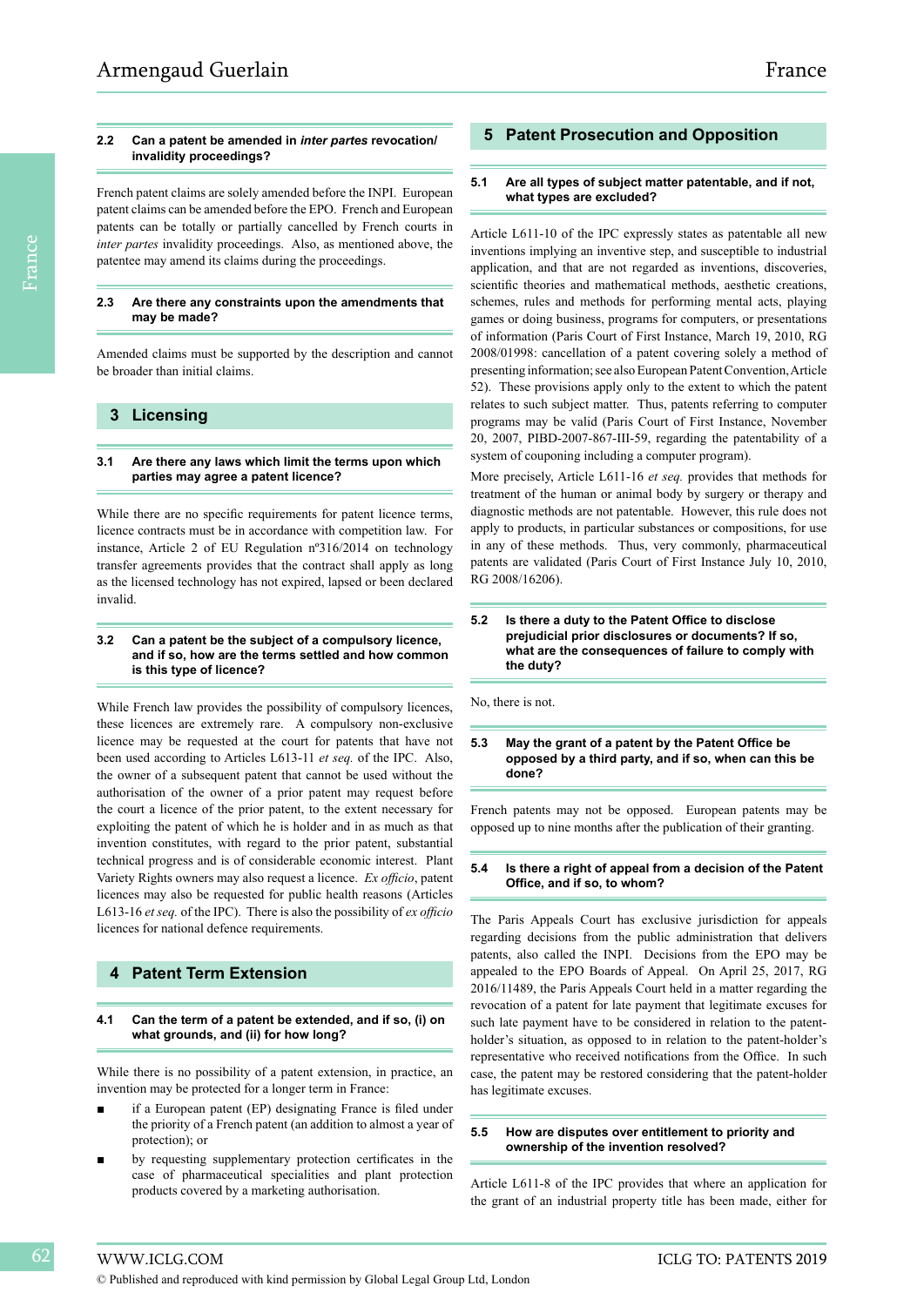### 2.2 Can a patent be amended in *inter partes* revocation/invalidity proceedings?

French patent claims are solely amended before the INPI. European patent claims can be amended before the EPO. French and European patents can be totally or partially cancelled by French courts in *inter partes* invalidity proceedings. Also, as mentioned above, the patentee may amend its claims during the proceedings.

### 2.3 Are there any constraints upon the amendments that may be made?

Amended claims must be supported by the description and cannot be broader than initial claims.

## 3 Licensing

### 3.1 Are there any laws which limit the terms upon which parties may agree a patent licence?

While there are no specific requirements for patent licence terms, licence contracts must be in accordance with competition law. For instance, Article 2 of EU Regulation n°316/2014 on technology transfer agreements provides that the contract shall apply as long as the licensed technology has not expired, lapsed or been declared invalid.

### 3.2 Can a patent be the subject of a compulsory licence, and if so, how are the terms settled and how common is this type of licence?

While French law provides the possibility of compulsory licences, these licences are extremely rare. A compulsory non-exclusive licence may be requested to the court for patents that have not been used according to Articles L613-11 *et seq.* of the IPC. Also, the owner of a subsequent patent that cannot be used without the authorisation of the owner of a prior patent may request before the court a licence of the prior patent, to the extent necessary for exploiting the patent of which he is holder and in as much as that invention constitutes, with regard to the prior patent, substantial technical progress and is of considerable economic interest. Plant Variety Rights owners may also request a licence. *Ex officio*, patent licences may also be requested for public health reasons (Articles L613-16 *et seq.* of the IPC). There is also the possibility of *ex officio* licences for national defence requirements.

## 4 Patent Term Extension

### 4.1 Can the term of a patent be extended, and if so, (i) on what grounds, and (ii) for how long?

While there is no possibility of a patent extension, in practice, an invention may be protected for a longer term in France:

- if a European patent (EP) designating France is filed under the priority of a French patent (an addition to almost a year of protection); or
- by requesting supplementary protection certificates in the case of pharmaceutical specialities and plant protection products covered by a marketing authorisation.

## 5 Patent Prosecution and Opposition

### 5.1 Are all types of subject matter patentable, and if not, what types are excluded?

Article L611-10 of the IPC expressly states as patentable all new inventions implying an inventive step, and susceptible to industrial application, and that are not regarded as inventions, discoveries, scientific theories and mathematical methods, aesthetic creations, schemes, rules and methods for performing mental acts, playing games or doing business, programs for computers, or presentations of information (Paris Court of First Instance, March 19, 2010, RG 2008/01998: cancellation of a patent covering solely a method of presenting information; see also European Patent Convention, Article 52). These provisions apply only to the extent to which the patent relates to such subject matter. Thus, patents referring to computer programs may be valid (Paris Court of First Instance, November 20, 2007, PIBD-2007-867-III-59, regarding the patentability of a system of couponing including a computer program).

More precisely, Article L611-16 *et seq.* provides that methods for treatment of the human or animal body by surgery or therapy and diagnostic methods are not patentable. However, this rule does not apply to products, in particular substances or compositions, for use in any of these methods. Thus, very commonly, pharmaceutical patents are validated (Paris Court of First Instance July 10, 2010, RG 2008/16206).

### 5.2 Is there a duty to the Patent Office to disclose prejudicial prior disclosures or documents? If so, what are the consequences of failure to comply with the duty?

No, there is not.

### 5.3 May the grant of a patent by the Patent Office be opposed by a third party, and if so, when can this be done?

French patents may not be opposed. European patents may be opposed up to nine months after the publication of their granting.

### 5.4 Is there a right of appeal from a decision of the Patent Office, and if so, to whom?

The Paris Appeals Court has exclusive jurisdiction for appeals regarding decisions from the public administration that delivers patents, also called the INPI. Decisions from the EPO may be appealed to the EPO Boards of Appeal. On April 25, 2017, RG 2016/11489, the Paris Appeals Court held in a matter regarding the revocation of a patent for late payment that legitimate excuses for such late payment have to be considered in relation to the patent-holder's situation, as opposed to in relation to the patent-holder's representative who received notifications from the Office. In such case, the patent may be restored considering that the patent-holder has legitimate excuses.

### 5.5 How are disputes over entitlement to priority and ownership of the invention resolved?

Article L611-8 of the IPC provides that where an application for the grant of an industrial property title has been made, either for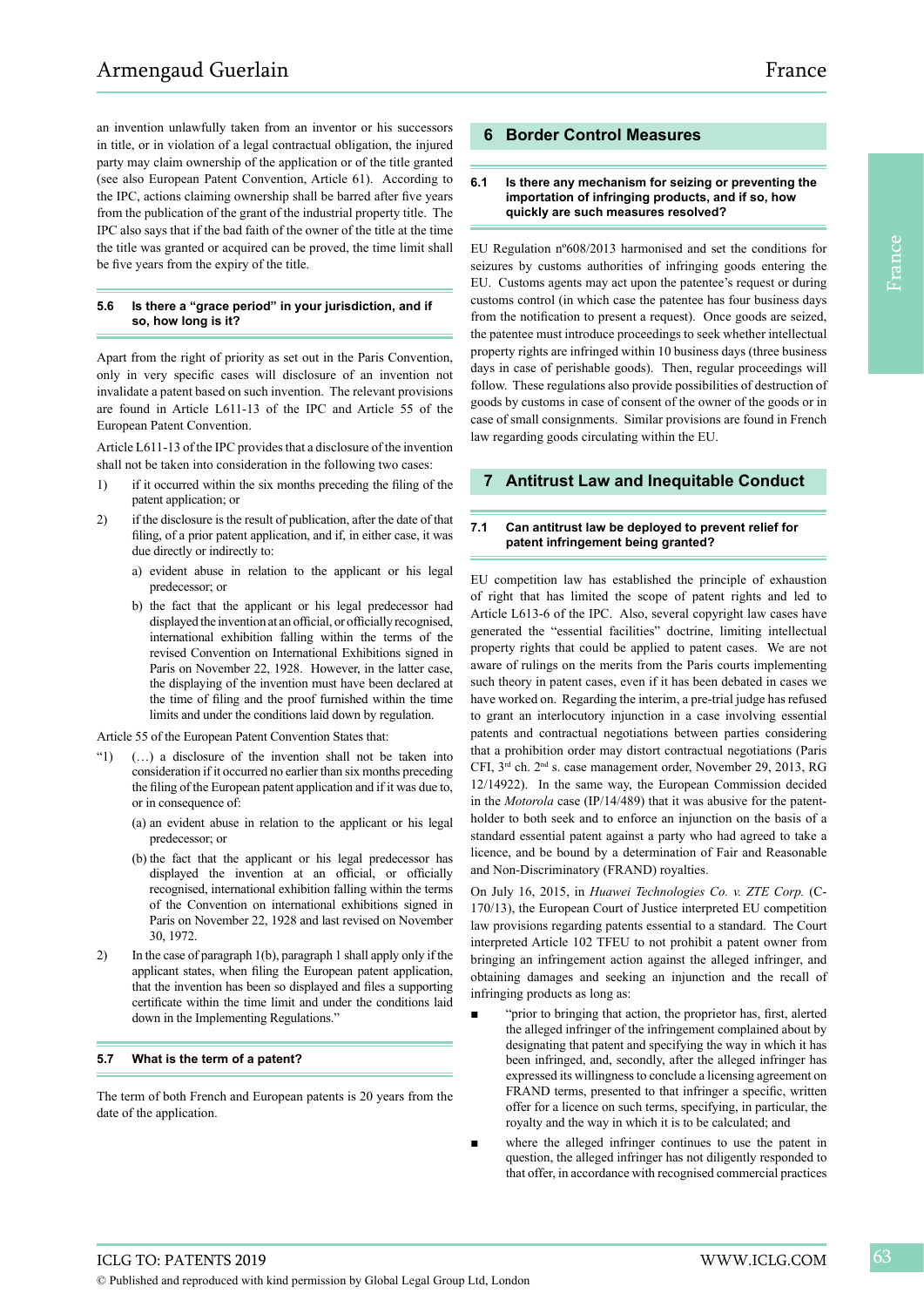an invention unlawfully taken from an inventor or his successors in title, or in violation of a legal contractual obligation, the injured party may claim ownership of the application or of the title granted (see also European Patent Convention, Article 61). According to the IPC, actions claiming ownership shall be barred after five years from the publication of the grant of the industrial property title. The IPC also says that if the bad faith of the owner of the title at the time the title was granted or acquired can be proved, the time limit shall be five years from the expiry of the title.

### 5.6 Is there a "grace period" in your jurisdiction, and if so, how long is it?

Apart from the right of priority as set out in the Paris Convention, only in very specific cases will disclosure of an invention not invalidate a patent based on such invention. The relevant provisions are found in Article L611-13 of the IPC and Article 55 of the European Patent Convention.

Article L611-13 of the IPC provides that a disclosure of the invention shall not be taken into consideration in the following two cases:

1) if it occurred within the six months preceding the filing of the patent application; or
2) if the disclosure is the result of publication, after the date of that filing, of a prior patent application, and if, in either case, it was due directly or indirectly to:
   a) evident abuse in relation to the applicant or his legal predecessor; or
   b) the fact that the applicant or his legal predecessor had displayed the invention at an official, or officially recognised, international exhibition falling within the terms of the revised Convention on International Exhibitions signed in Paris on November 22, 1928. However, in the latter case, the displaying of the invention must have been declared at the time of filing and the proof furnished within the time limits and under the conditions laid down by regulation.

Article 55 of the European Patent Convention States that:

"1) (…) a disclosure of the invention shall not be taken into consideration if it occurred no earlier than six months preceding the filing of the European patent application and if it was due to, or in consequence of:
   (a) an evident abuse in relation to the applicant or his legal predecessor; or
   (b) the fact that the applicant or his legal predecessor has displayed the invention at an official, or officially recognised, international exhibition falling within the terms of the Convention on international exhibitions signed in Paris on November 22, 1928 and last revised on November 30, 1972.

2) In the case of paragraph 1(b), paragraph 1 shall apply only if the applicant states, when filing the European patent application, that the invention has been so displayed and files a supporting certificate within the time limit and under the conditions laid down in the Implementing Regulations."

### 5.7 What is the term of a patent?

The term of both French and European patents is 20 years from the date of the application.

## 6 Border Control Measures

### 6.1 Is there any mechanism for seizing or preventing the importation of infringing products, and if so, how quickly are such measures resolved?

EU Regulation n°608/2013 harmonised and set the conditions for seizures by customs authorities of infringing goods entering the EU. Customs agents may act upon the patentee's request or during customs control (in which case the patentee has four business days from the notification to present a request). Once goods are seized, the patentee must introduce proceedings to seek whether intellectual property rights are infringed within 10 business days (three business days in case of perishable goods). Then, regular proceedings will follow. These regulations also provide possibilities of destruction of goods by customs in case of consent of the owner of the goods or in case of small consignments. Similar provisions are found in French law regarding goods circulating within the EU.

## 7 Antitrust Law and Inequitable Conduct

### 7.1 Can antitrust law be deployed to prevent relief for patent infringement being granted?

EU competition law has established the principle of exhaustion of right that has limited the scope of patent rights and led to Article L613-6 of the IPC. Also, several copyright law cases have generated the "essential facilities" doctrine, limiting intellectual property rights that could be applied to patent cases. We are not aware of rulings on the merits from the Paris courts implementing such theory in patent cases, even if it has been debated in cases we have worked on. Regarding the interim, a pre-trial judge has refused to grant an interlocutory injunction in a case involving essential patents and contractual negotiations between parties considering that a prohibition order may distort contractual negotiations (Paris CFI, 3rd ch. 2nd s. case management order, November 29, 2013, RG 12/14922). In the same way, the European Commission decided in the *Motorola* case (IP/14/489) that it was abusive for the patent-holder to both seek and to enforce an injunction on the basis of a standard essential patent against a party who had agreed to take a licence, and be bound by a determination of Fair and Reasonable and Non-Discriminatory (FRAND) royalties.

On July 16, 2015, in *Huawei Technologies Co. v. ZTE Corp.* (C-170/13), the European Court of Justice interpreted EU competition law provisions regarding patents essential to a standard. The Court interpreted Article 102 TFEU to not prohibit a patent owner from bringing an infringement action against the alleged infringer, and obtaining damages and seeking an injunction and the recall of infringing products as long as:

- "prior to bringing that action, the proprietor has, first, alerted the alleged infringer of the infringement complained about by designating that patent and specifying the way in which it has been infringed, and, secondly, after the alleged infringer has expressed its willingness to conclude a licensing agreement on FRAND terms, presented to that infringer a specific, written offer for a licence on such terms, specifying, in particular, the royalty and the way in which it is to be calculated; and
- where the alleged infringer continues to use the patent in question, the alleged infringer has not diligently responded to that offer, in accordance with recognised commercial practices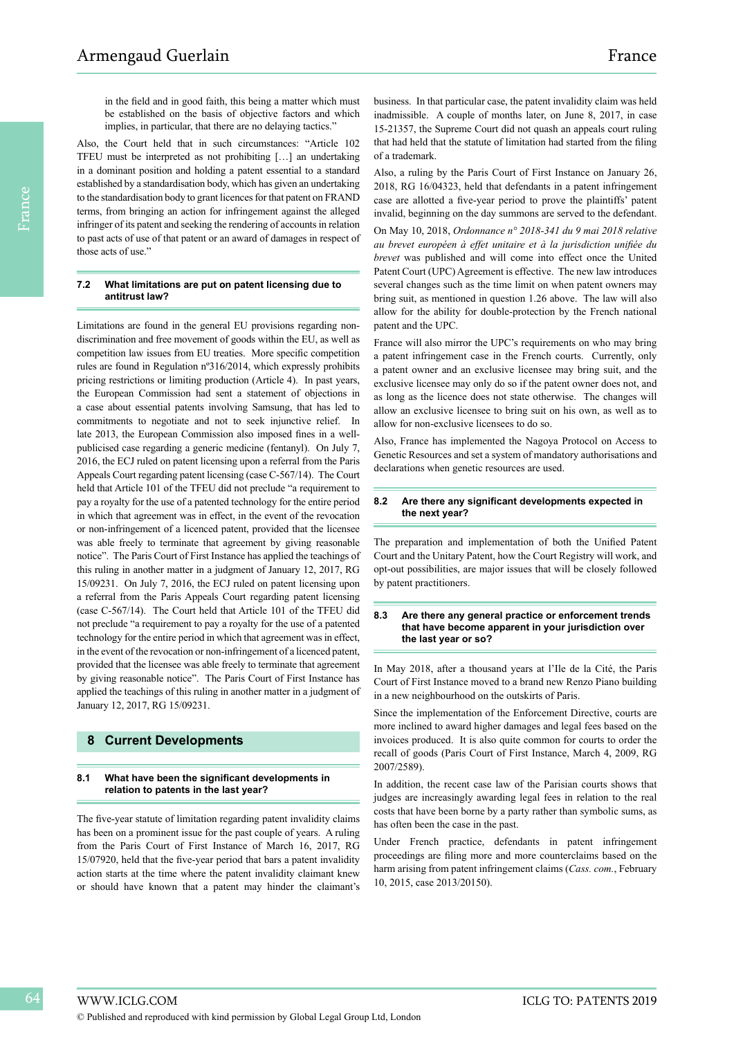in the field and in good faith, this being a matter which must be established on the basis of objective factors and which implies, in particular, that there are no delaying tactics."

Also, the Court held that in such circumstances: "Article 102 TFEU must be interpreted as not prohibiting […] an undertaking in a dominant position and holding a patent essential to a standard established by a standardisation body, which has given an undertaking to the standardisation body to grant licences for that patent on FRAND terms, from bringing an action for infringement against the alleged infringer of its patent and seeking the rendering of accounts in relation to past acts of use of that patent or an award of damages in respect of those acts of use."

### 7.2 What limitations are put on patent licensing due to antitrust law?

Limitations are found in the general EU provisions regarding non-discrimination and free movement of goods within the EU, as well as competition law issues from EU treaties. More specific competition rules are found in Regulation nº316/2014, which expressly prohibits pricing restrictions or limiting production (Article 4). In past years, the European Commission had sent a statement of objections in a case about essential patents involving Samsung, that has led to commitments to negotiate and not to seek injunctive relief. In late 2013, the European Commission also imposed fines in a well-publicised case regarding a generic medicine (fentanyl). On July 7, 2016, the ECJ ruled on patent licensing upon a referral from the Paris Appeals Court regarding patent licensing (case C-567/14). The Court held that Article 101 of the TFEU did not preclude "a requirement to pay a royalty for the use of a patented technology for the entire period in which that agreement was in effect, in the event of the revocation or non-infringement of a licenced patent, provided that the licensee was able freely to terminate that agreement by giving reasonable notice". The Paris Court of First Instance has applied the teachings of this ruling in another matter in a judgment of January 12, 2017, RG 15/09231. On July 7, 2016, the ECJ ruled on patent licensing upon a referral from the Paris Appeals Court regarding patent licensing (case C-567/14). The Court held that Article 101 of the TFEU did not preclude "a requirement to pay a royalty for the use of a patented technology for the entire period in which that agreement was in effect, in the event of the revocation or non-infringement of a licenced patent, provided that the licensee was able freely to terminate that agreement by giving reasonable notice". The Paris Court of First Instance has applied the teachings of this ruling in another matter in a judgment of January 12, 2017, RG 15/09231.

## 8 Current Developments

### 8.1 What have been the significant developments in relation to patents in the last year?

The five-year statute of limitation regarding patent invalidity claims has been on a prominent issue for the past couple of years. A ruling from the Paris Court of First Instance of March 16, 2017, RG 15/07920, held that the five-year period that bars a patent invalidity action starts at the time where the patent invalidity claimant knew or should have known that a patent may hinder the claimant's business. In that particular case, the patent invalidity claim was held inadmissible. A couple of months later, on June 8, 2017, in case 15-21357, the Supreme Court did not quash an appeals court ruling that had held that the statute of limitation had started from the filing of a trademark.

Also, a ruling by the Paris Court of First Instance on January 26, 2018, RG 16/04323, held that defendants in a patent infringement case are allotted a five-year period to prove the plaintiffs' patent invalid, beginning on the day summons are served to the defendant.

On May 10, 2018, *Ordonnance n° 2018-341 du 9 mai 2018 relative au brevet européen à effet unitaire et à la juridiction unifiée du brevet* was published and will come into effect once the United Patent Court (UPC) Agreement is effective. The new law introduces several changes such as the time limit on when patent owners may bring suit, as mentioned in question 1.26 above. The law will also allow for the ability for double-protection by the French national patent and the UPC.

France will also mirror the UPC's requirements on who may bring a patent infringement case in the French courts. Currently, only a patent owner and an exclusive licensee may bring suit, and the exclusive licensee may only do so if the patent owner does not, and as long as the licence does not state otherwise. The changes will allow an exclusive licensee to bring suit on his own, as well as to allow for non-exclusive licensees to do so.

Also, France has implemented the Nagoya Protocol on Access to Genetic Resources and set a system of mandatory authorisations and declarations when genetic resources are used.

### 8.2 Are there any significant developments expected in the next year?

The preparation and implementation of both the Unified Patent Court and the Unitary Patent, how the Court Registry will work, and opt-out possibilities, are major issues that will be closely followed by patent practitioners.

### 8.3 Are there any general practice or enforcement trends that have become apparent in your jurisdiction over the last year or so?

In May 2018, after a thousand years at l'Ile de la Cité, the Paris Court of First Instance moved to a brand new Renzo Piano building in a new neighbourhood on the outskirts of Paris.

Since the implementation of the Enforcement Directive, courts are more inclined to award higher damages and legal fees based on the invoices produced. It is also quite common for courts to order the recall of goods (Paris Court of First Instance, March 4, 2009, RG 2007/2589).

In addition, the recent case law of the Parisian courts shows that judges are increasingly awarding legal fees in relation to the real costs that have been borne by a party rather than symbolic sums, as has often been the case in the past.

Under French practice, defendants in patent infringement proceedings are filing more and more counterclaims based on the harm arising from patent infringement claims (*Cass. com.*, February 10, 2015, case 2013/20150).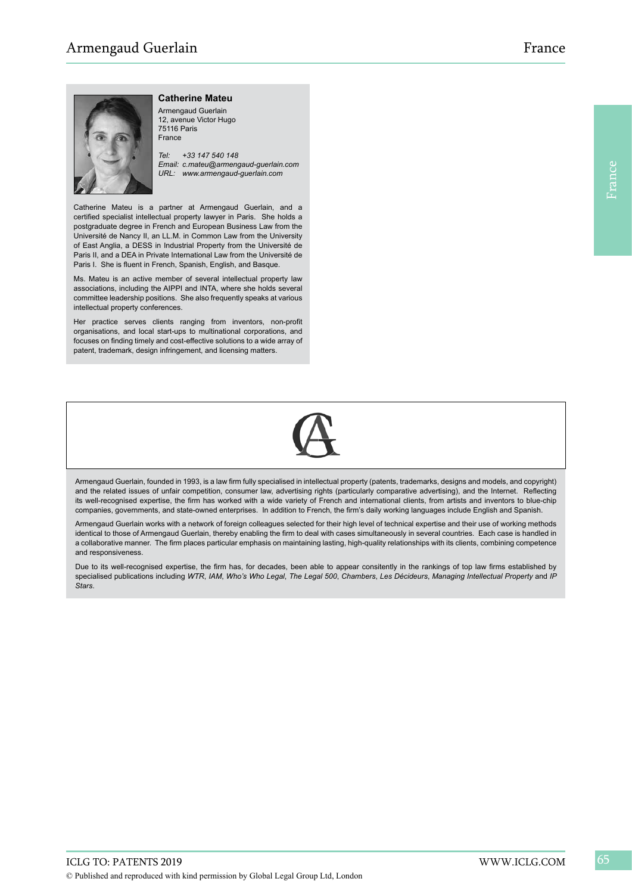### Catherine Mateu

Armengaud Guerlain
12, avenue Victor Hugo
75116 Paris
France

*Tel:* *+33 147 540 148*
*Email:* *c.mateu@armengaud-guerlain.com*
*URL:* *www.armengaud-guerlain.com*

Catherine Mateu is a partner at Armengaud Guerlain, and a certified specialist intellectual property lawyer in Paris. She holds a postgraduate degree in French and European Business Law from the Université de Nancy II, an LL.M. in Common Law from the University of East Anglia, a DESS in Industrial Property from the Université de Paris II, and a DEA in Private International Law from the Université de Paris I. She is fluent in French, Spanish, English, and Basque.

Ms. Mateu is an active member of several intellectual property law associations, including the AIPPI and INTA, where she holds several committee leadership positions. She also frequently speaks at various intellectual property conferences.

Her practice serves clients ranging from inventors, non-profit organisations, and local start-ups to multinational corporations, and focuses on finding timely and cost-effective solutions to a wide array of patent, trademark, design infringement, and licensing matters.

Armengaud Guerlain, founded in 1993, is a law firm fully specialised in intellectual property (patents, trademarks, designs and models, and copyright) and the related issues of unfair competition, consumer law, advertising rights (particularly comparative advertising), and the Internet. Reflecting its well-recognised expertise, the firm has worked with a wide variety of French and international clients, from artists and inventors to blue-chip companies, governments, and state-owned enterprises. In addition to French, the firm's daily working languages include English and Spanish.

Armengaud Guerlain works with a network of foreign colleagues selected for their high level of technical expertise and their use of working methods identical to those of Armengaud Guerlain, thereby enabling the firm to deal with cases simultaneously in several countries. Each case is handled in a collaborative manner. The firm places particular emphasis on maintaining lasting, high-quality relationships with its clients, combining competence and responsiveness.

Due to its well-recognised expertise, the firm has, for decades, been able to appear consitently in the rankings of top law firms established by specialised publications including *WTR*, *IAM*, *Who's Who Legal*, *The Legal 500*, *Chambers*, *Les Décideurs*, *Managing Intellectual Property* and *IP Stars*.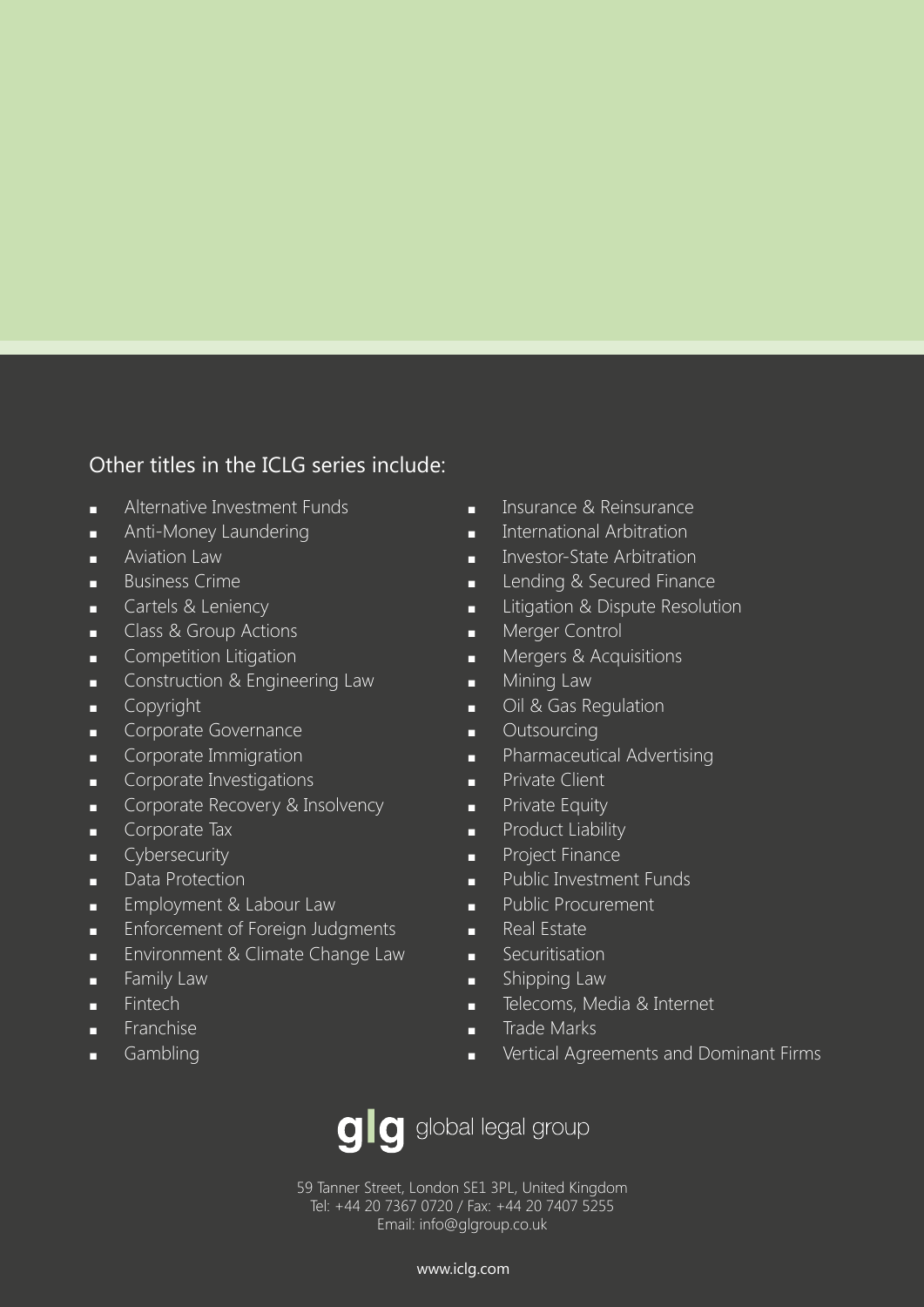## Other titles in the ICLG series include:

- Alternative Investment Funds
- Anti-Money Laundering
- Aviation Law
- Business Crime
- Cartels & Leniency
- Class & Group Actions
- Competition Litigation
- Construction & Engineering Law
- Copyright
- Corporate Governance
- Corporate Immigration
- Corporate Investigations
- Corporate Recovery & Insolvency
- Corporate Tax
- Cybersecurity
- Data Protection
- Employment & Labour Law
- Enforcement of Foreign Judgments
- Environment & Climate Change Law
- Family Law
- Fintech
- Franchise
- Gambling
- Insurance & Reinsurance
- International Arbitration
- Investor-State Arbitration
- Lending & Secured Finance
- Litigation & Dispute Resolution
- Merger Control
- Mergers & Acquisitions
- Mining Law
- Oil & Gas Regulation
- Outsourcing
- Pharmaceutical Advertising
- Private Client
- Private Equity
- Product Liability
- Project Finance
- Public Investment Funds
- Public Procurement
- Real Estate
- Securitisation
- Shipping Law
- Telecoms, Media & Internet
- Trade Marks
- Vertical Agreements and Dominant Firms

glg global legal group

59 Tanner Street, London SE1 3PL, United Kingdom
Tel: +44 20 7367 0720 / Fax: +44 20 7407 5255
Email: info@glgroup.co.uk

www.iclg.com